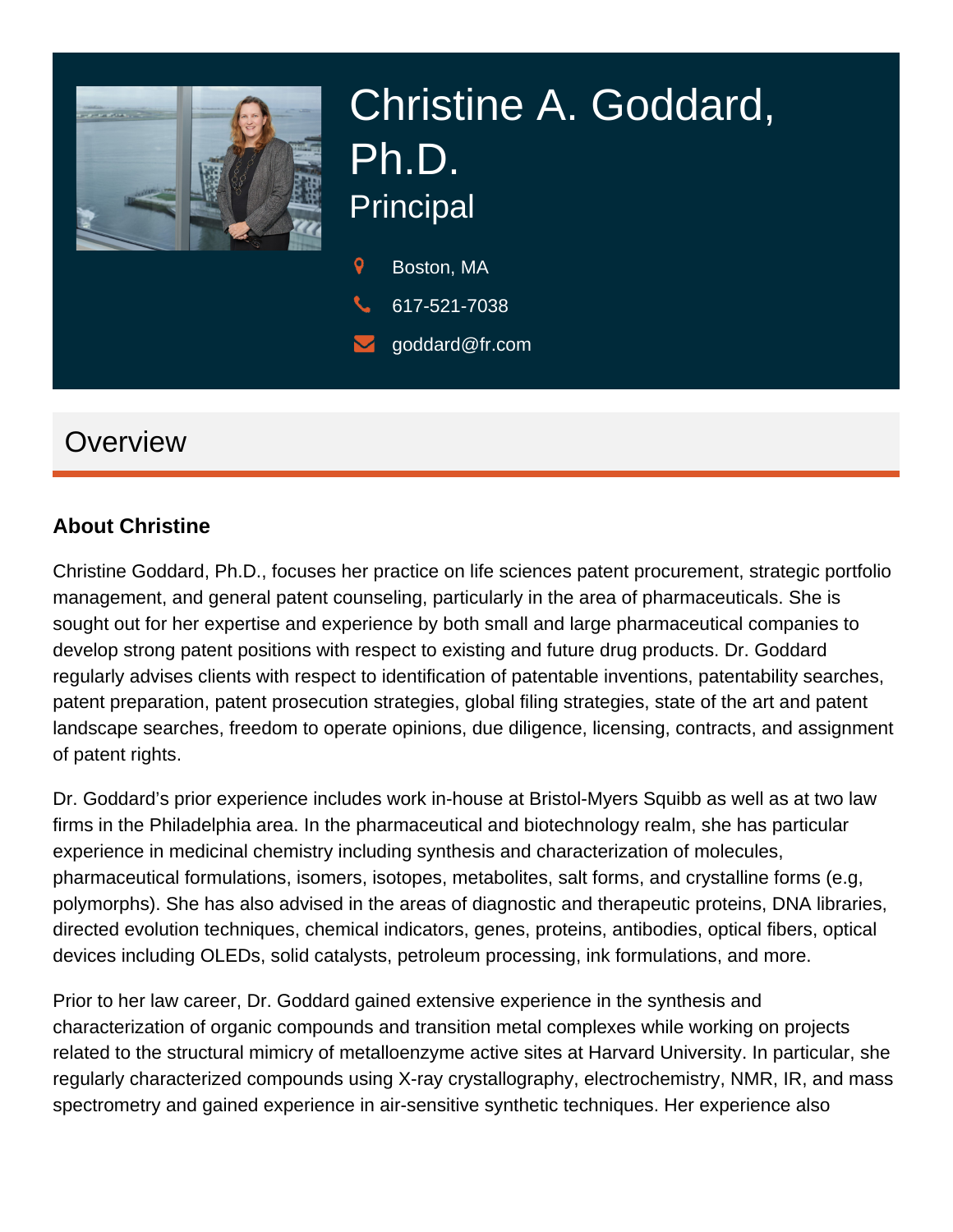# Christine A. Goddard, Ph.D.

## Principal

Boston, MA

617-521-7038

goddard@fr.com

## Overview

### About Christine

Christine Goddard, Ph.D., focuses her practice on life sciences patent procurement, strategic portfolio management, and general patent counseling, particularly in the area of pharmaceuticals. She is sought out for her expertise and experience by both small and large pharmaceutical companies to develop strong patent positions with respect to existing and future drug products. Dr. Goddard regularly advises clients with respect to identification of patentable inventions, patentability searches, patent preparation, patent prosecution strategies, global filing strategies, state of the art and patent landscape searches, freedom to operate opinions, due diligence, licensing, contracts, and assignment of patent rights.

Dr. Goddard's prior experience includes work in-house at Bristol-Myers Squibb as well as at two law firms in the Philadelphia area. In the pharmaceutical and biotechnology realm, she has particular experience in medicinal chemistry including synthesis and characterization of molecules, pharmaceutical formulations, isomers, isotopes, metabolites, salt forms, and crystalline forms (e.g, polymorphs). She has also advised in the areas of diagnostic and therapeutic proteins, DNA libraries, directed evolution techniques, chemical indicators, genes, proteins, antibodies, optical fibers, optical devices including OLEDs, solid catalysts, petroleum processing, ink formulations, and more.

Prior to her law career, Dr. Goddard gained extensive experience in the synthesis and characterization of organic compounds and transition metal complexes while working on projects related to the structural mimicry of metalloenzyme active sites at Harvard University. In particular, she regularly characterized compounds using X-ray crystallography, electrochemistry, NMR, IR, and mass spectrometry and gained experience in air-sensitive synthetic techniques. Her experience also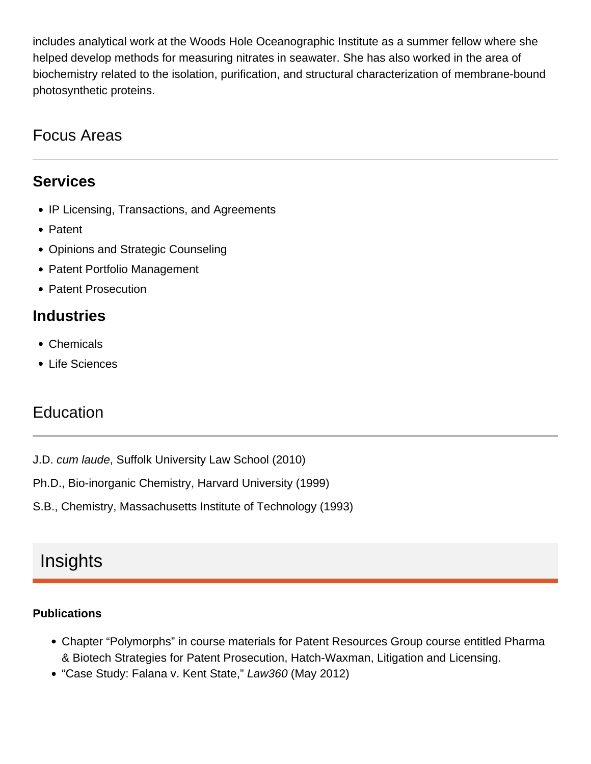includes analytical work at the Woods Hole Oceanographic Institute as a summer fellow where she helped develop methods for measuring nitrates in seawater. She has also worked in the area of biochemistry related to the isolation, purification, and structural characterization of membrane-bound photosynthetic proteins.

## Focus Areas

### Services

- IP Licensing, Transactions, and Agreements
- Patent
- Opinions and Strategic Counseling
- Patent Portfolio Management
- Patent Prosecution

### Industries

- Chemicals
- Life Sciences

## Education

J.D. *cum laude*, Suffolk University Law School (2010)

Ph.D., Bio-inorganic Chemistry, Harvard University (1999)

S.B., Chemistry, Massachusetts Institute of Technology (1993)

## Insights

#### Publications

- Chapter "Polymorphs" in course materials for Patent Resources Group course entitled Pharma & Biotech Strategies for Patent Prosecution, Hatch-Waxman, Litigation and Licensing.
- "Case Study: Falana v. Kent State," *Law360* (May 2012)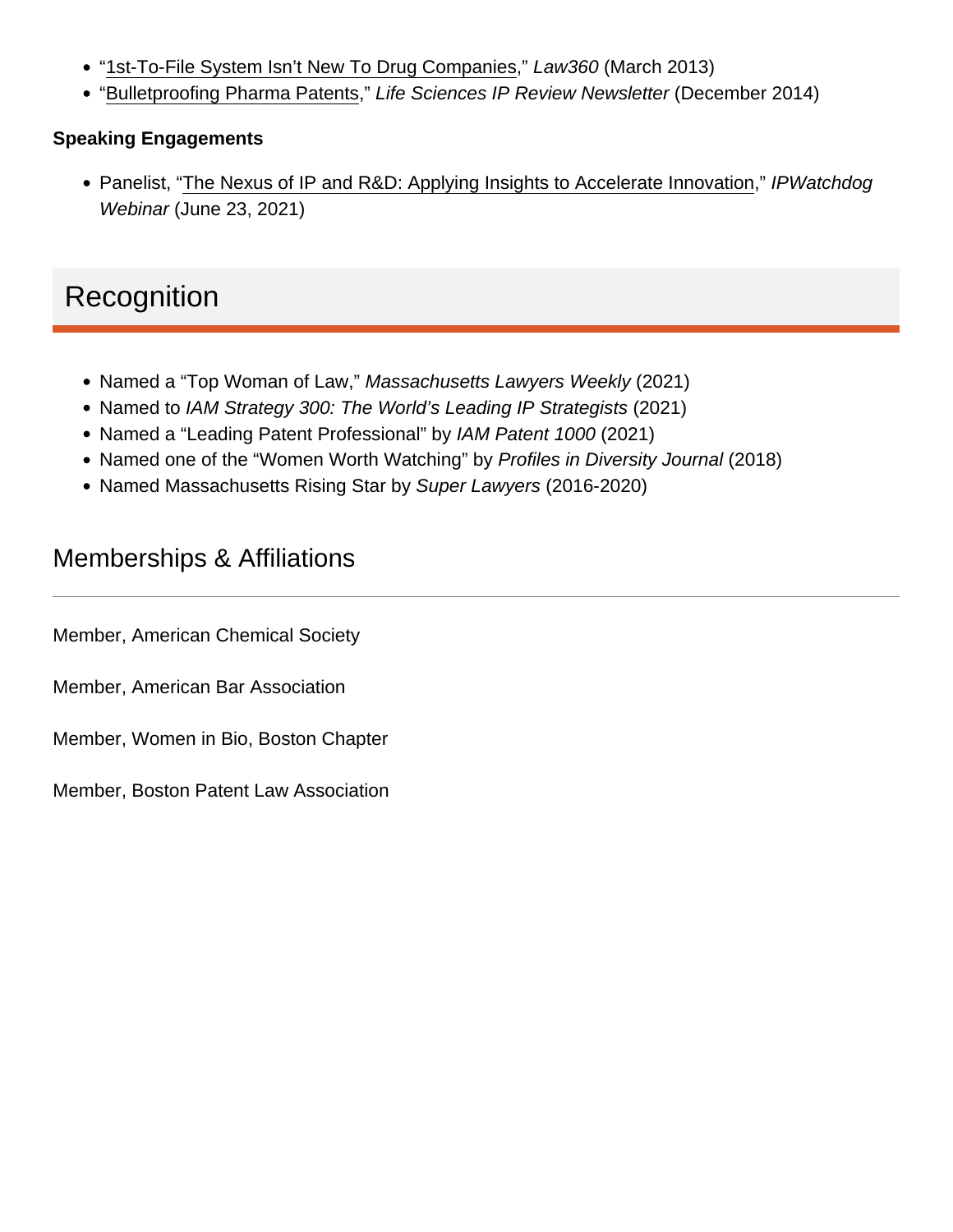- "1st-To-File System Isn't New To Drug Companies," *Law360* (March 2013)
- "Bulletproofing Pharma Patents," *Life Sciences IP Review Newsletter* (December 2014)

**Speaking Engagements**

- Panelist, "The Nexus of IP and R&D: Applying Insights to Accelerate Innovation," *IPWatchdog Webinar* (June 23, 2021)

## Recognition

- Named a "Top Woman of Law," *Massachusetts Lawyers Weekly* (2021)
- Named to *IAM Strategy 300: The World's Leading IP Strategists* (2021)
- Named a "Leading Patent Professional" by *IAM Patent 1000* (2021)
- Named one of the "Women Worth Watching" by *Profiles in Diversity Journal* (2018)
- Named Massachusetts Rising Star by *Super Lawyers* (2016-2020)

## Memberships & Affiliations

Member, American Chemical Society

Member, American Bar Association

Member, Women in Bio, Boston Chapter

Member, Boston Patent Law Association